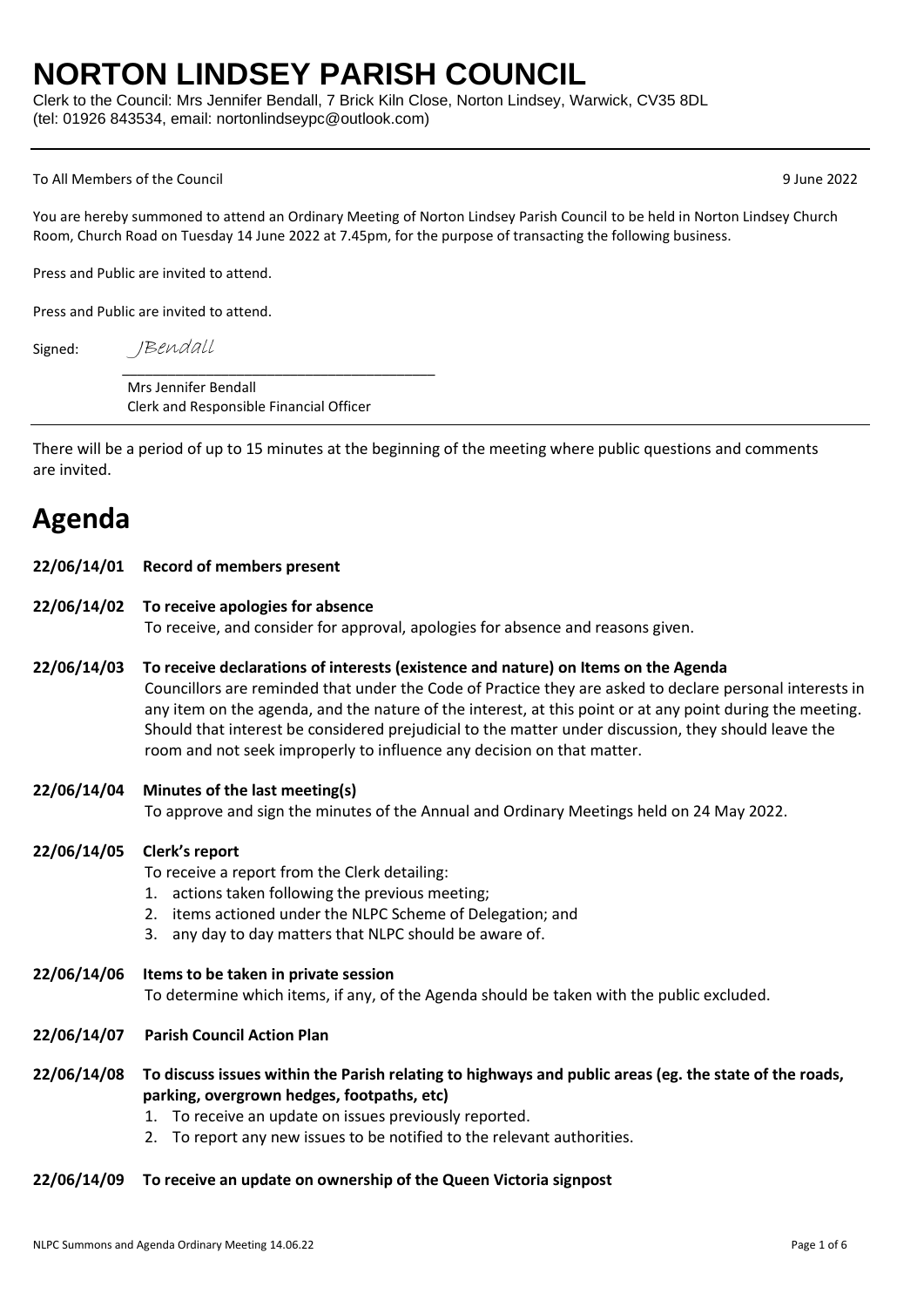# NORTON LINDSEY PARISH COUNCIL

Clerk to the Council: Mrs Jennifer Bendall, 7 Brick Kiln Close, Norton Lindsey, Warwick, CV35 8DL
(tel: 01926 843534, email: nortonlindseypc@outlook.com)

---

To All Members of the Council

9 June 2022

You are hereby summoned to attend an Ordinary Meeting of Norton Lindsey Parish Council to be held in Norton Lindsey Church Room, Church Road on Tuesday 14 June 2022 at 7.45pm, for the purpose of transacting the following business.

Press and Public are invited to attend.

Press and Public are invited to attend.

Signed: *JBendall*

Mrs Jennifer Bendall
Clerk and Responsible Financial Officer

---

There will be a period of up to 15 minutes at the beginning of the meeting where public questions and comments are invited.

# Agenda

**22/06/14/01 Record of members present**

**22/06/14/02 To receive apologies for absence**

To receive, and consider for approval, apologies for absence and reasons given.

**22/06/14/03 To receive declarations of interests (existence and nature) on Items on the Agenda**

Councillors are reminded that under the Code of Practice they are asked to declare personal interests in any item on the agenda, and the nature of the interest, at this point or at any point during the meeting. Should that interest be considered prejudicial to the matter under discussion, they should leave the room and not seek improperly to influence any decision on that matter.

**22/06/14/04 Minutes of the last meeting(s)**

To approve and sign the minutes of the Annual and Ordinary Meetings held on 24 May 2022.

**22/06/14/05 Clerk's report**

To receive a report from the Clerk detailing:

1. actions taken following the previous meeting;
2. items actioned under the NLPC Scheme of Delegation; and
3. any day to day matters that NLPC should be aware of.

**22/06/14/06 Items to be taken in private session**

To determine which items, if any, of the Agenda should be taken with the public excluded.

**22/06/14/07 Parish Council Action Plan**

**22/06/14/08 To discuss issues within the Parish relating to highways and public areas (eg. the state of the roads, parking, overgrown hedges, footpaths, etc)**

1. To receive an update on issues previously reported.
2. To report any new issues to be notified to the relevant authorities.

**22/06/14/09 To receive an update on ownership of the Queen Victoria signpost**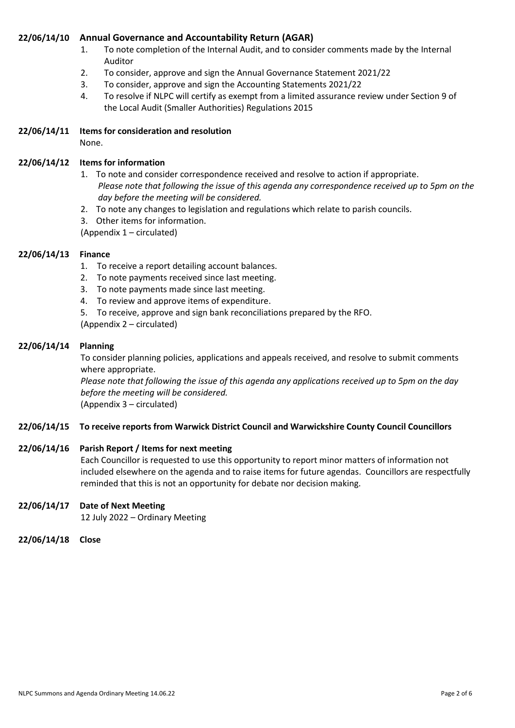**22/06/14/10 Annual Governance and Accountability Return (AGAR)**

1. To note completion of the Internal Audit, and to consider comments made by the Internal Auditor
2. To consider, approve and sign the Annual Governance Statement 2021/22
3. To consider, approve and sign the Accounting Statements 2021/22
4. To resolve if NLPC will certify as exempt from a limited assurance review under Section 9 of the Local Audit (Smaller Authorities) Regulations 2015

**22/06/14/11 Items for consideration and resolution**

None.

**22/06/14/12 Items for information**

1. To note and consider correspondence received and resolve to action if appropriate. *Please note that following the issue of this agenda any correspondence received up to 5pm on the day before the meeting will be considered.*
2. To note any changes to legislation and regulations which relate to parish councils.
3. Other items for information.

(Appendix 1 – circulated)

**22/06/14/13 Finance**

1. To receive a report detailing account balances.
2. To note payments received since last meeting.
3. To note payments made since last meeting.
4. To review and approve items of expenditure.
5. To receive, approve and sign bank reconciliations prepared by the RFO.

(Appendix 2 – circulated)

**22/06/14/14 Planning**

To consider planning policies, applications and appeals received, and resolve to submit comments where appropriate.

*Please note that following the issue of this agenda any applications received up to 5pm on the day before the meeting will be considered.*

(Appendix 3 – circulated)

**22/06/14/15 To receive reports from Warwick District Council and Warwickshire County Council Councillors**

**22/06/14/16 Parish Report / Items for next meeting**

Each Councillor is requested to use this opportunity to report minor matters of information not included elsewhere on the agenda and to raise items for future agendas. Councillors are respectfully reminded that this is not an opportunity for debate nor decision making.

**22/06/14/17 Date of Next Meeting**

12 July 2022 – Ordinary Meeting

**22/06/14/18 Close**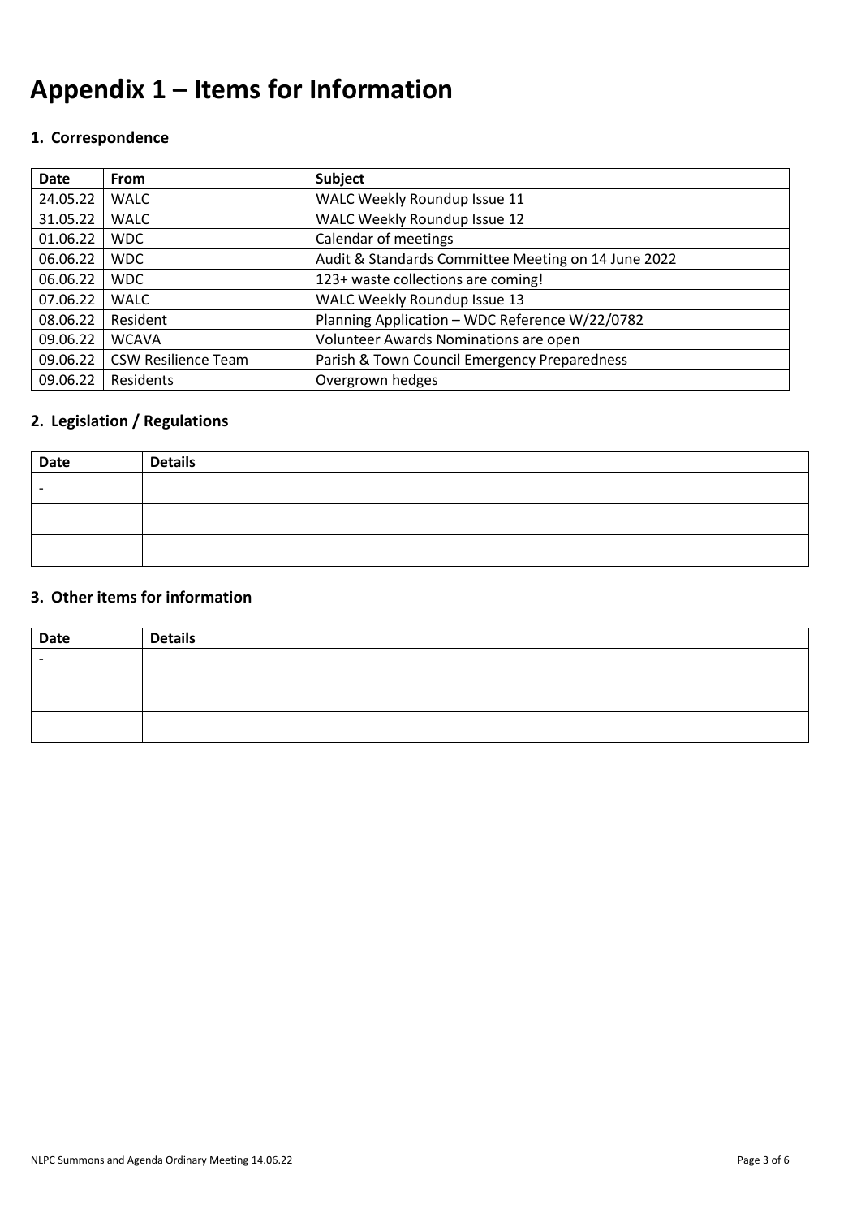# Appendix 1 – Items for Information

## 1. Correspondence

| Date | From | Subject |
|---|---|---|
| 24.05.22 | WALC | WALC Weekly Roundup Issue 11 |
| 31.05.22 | WALC | WALC Weekly Roundup Issue 12 |
| 01.06.22 | WDC | Calendar of meetings |
| 06.06.22 | WDC | Audit & Standards Committee Meeting on 14 June 2022 |
| 06.06.22 | WDC | 123+ waste collections are coming! |
| 07.06.22 | WALC | WALC Weekly Roundup Issue 13 |
| 08.06.22 | Resident | Planning Application – WDC Reference W/22/0782 |
| 09.06.22 | WCAVA | Volunteer Awards Nominations are open |
| 09.06.22 | CSW Resilience Team | Parish & Town Council Emergency Preparedness |
| 09.06.22 | Residents | Overgrown hedges |

## 2. Legislation / Regulations

| Date | Details |
|---|---|
| - | |
| | |
| | |

## 3. Other items for information

| Date | Details |
|---|---|
| - | |
| | |
| | |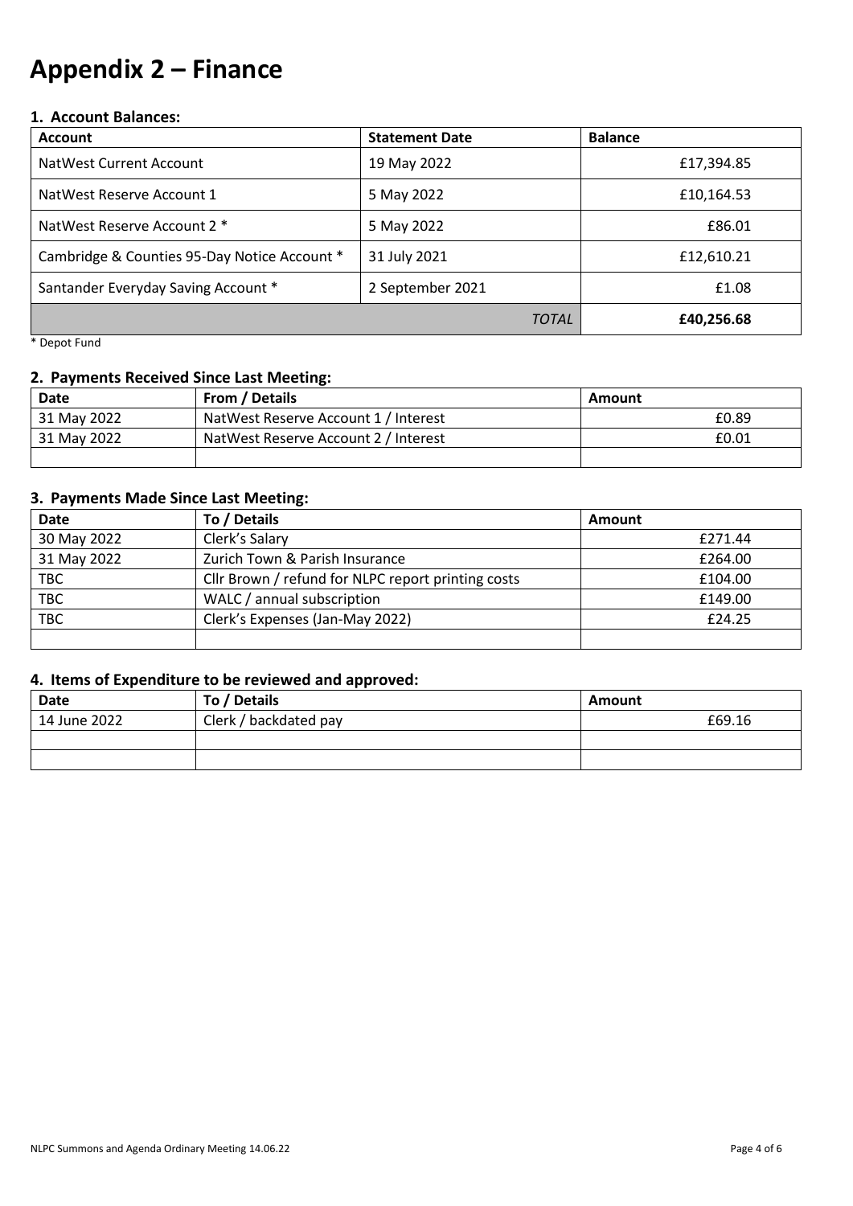# Appendix 2 – Finance

### 1. Account Balances:

| Account | Statement Date | Balance |
|---|---|---|
| NatWest Current Account | 19 May 2022 | £17,394.85 |
| NatWest Reserve Account 1 | 5 May 2022 | £10,164.53 |
| NatWest Reserve Account 2 * | 5 May 2022 | £86.01 |
| Cambridge & Counties 95-Day Notice Account * | 31 July 2021 | £12,610.21 |
| Santander Everyday Saving Account * | 2 September 2021 | £1.08 |
| | *TOTAL* | **£40,256.68** |

\* Depot Fund

### 2. Payments Received Since Last Meeting:

| Date | From / Details | Amount |
|---|---|---|
| 31 May 2022 | NatWest Reserve Account 1 / Interest | £0.89 |
| 31 May 2022 | NatWest Reserve Account 2 / Interest | £0.01 |
| | | |

### 3. Payments Made Since Last Meeting:

| Date | To / Details | Amount |
|---|---|---|
| 30 May 2022 | Clerk's Salary | £271.44 |
| 31 May 2022 | Zurich Town & Parish Insurance | £264.00 |
| TBC | Cllr Brown / refund for NLPC report printing costs | £104.00 |
| TBC | WALC / annual subscription | £149.00 |
| TBC | Clerk's Expenses (Jan-May 2022) | £24.25 |
| | | |

### 4. Items of Expenditure to be reviewed and approved:

| Date | To / Details | Amount |
|---|---|---|
| 14 June 2022 | Clerk / backdated pay | £69.16 |
| | | |
| | | |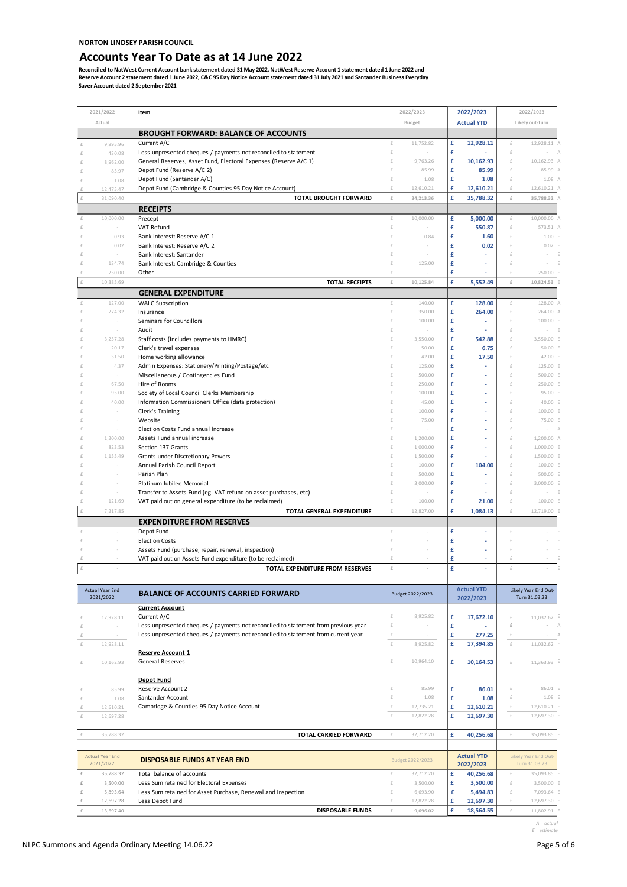**NORTON LINDSEY PARISH COUNCIL**

# Accounts Year To Date as at 14 June 2022

**Reconciled to NatWest Current Account bank statement dated 31 May 2022, NatWest Reserve Account 1 statement dated 1 June 2022 and Reserve Account 2 statement dated 1 June 2022, C&C 95 Day Notice Account statement dated 31 July 2021 and Santander Business Everyday Saver Account dated 2 September 2021**

| 2021/2022 Actual | Item | 2022/2023 Budget | 2022/2023 Actual YTD | 2022/2023 Likely out-turn | |
|---|---|---|---|---|---|
| | **BROUGHT FORWARD: BALANCE OF ACCOUNTS** | | | | |
| £ 9,995.96 | Current A/C | £ 11,752.82 | £ 12,928.11 | £ 12,928.11 | A |
| £ 430.08 | Less unpresented cheques / payments not reconciled to statement | £ - | £ - | £ - | A |
| £ 8,962.00 | General Reserves, Asset Fund, Electoral Expenses (Reserve A/C 1) | £ 9,763.26 | £ 10,162.93 | £ 10,162.93 | A |
| £ 85.97 | Depot Fund (Reserve A/C 2) | £ 85.99 | £ 85.99 | £ 85.99 | A |
| £ 1.08 | Depot Fund (Santander A/C) | £ 1.08 | £ 1.08 | £ 1.08 | A |
| £ 12,475.47 | Depot Fund (Cambridge & Counties 95 Day Notice Account) | £ 12,610.21 | £ 12,610.21 | £ 12,610.21 | A |
| £ 31,090.40 | **TOTAL BROUGHT FORWARD** | £ 34,213.36 | £ 35,788.32 | £ 35,788.32 | A |
| | **RECEIPTS** | | | | |
| £ 10,000.00 | Precept | £ 10,000.00 | £ 5,000.00 | £ 10,000.00 | A |
| £ - | VAT Refund | £ - | £ 550.87 | £ 573.51 | A |
| £ 0.93 | Bank Interest: Reserve A/C 1 | £ 0.84 | £ 1.60 | £ 1.00 | E |
| £ 0.02 | Bank Interest: Reserve A/C 2 | £ - | £ 0.02 | £ 0.02 | E |
| £ - | Bank Interest: Santander | £ - | £ - | £ - | E |
| £ 134.74 | Bank Interest: Cambridge & Counties | £ 125.00 | £ - | £ - | E |
| £ 250.00 | Other | £ - | £ - | £ 250.00 | E |
| £ 10,385.69 | **TOTAL RECEIPTS** | £ 10,125.84 | £ 5,552.49 | £ 10,824.53 | E |
| | **GENERAL EXPENDITURE** | | | | |
| £ 127.00 | WALC Subscription | £ 140.00 | £ 128.00 | £ 128.00 | A |
| £ 274.32 | Insurance | £ 350.00 | £ 264.00 | £ 264.00 | A |
| £ - | Seminars for Councillors | £ 100.00 | £ - | £ 100.00 | E |
| £ - | Audit | £ - | £ - | £ - | E |
| £ 3,257.28 | Staff costs (includes payments to HMRC) | £ 3,550.00 | £ 542.88 | £ 3,550.00 | E |
| £ 20.17 | Clerk's travel expenses | £ 50.00 | £ 6.75 | £ 50.00 | E |
| £ 31.50 | Home working allowance | £ 42.00 | £ 17.50 | £ 42.00 | E |
| £ 4.37 | Admin Expenses: Stationery/Printing/Postage/etc | £ 125.00 | £ - | £ 125.00 | E |
| £ - | Miscellaneous / Contingencies Fund | £ 500.00 | £ - | £ 500.00 | E |
| £ 67.50 | Hire of Rooms | £ 250.00 | £ - | £ 250.00 | E |
| £ 95.00 | Society of Local Council Clerks Membership | £ 100.00 | £ - | £ 95.00 | E |
| £ 40.00 | Information Commissioners Office (data protection) | £ 45.00 | £ - | £ 40.00 | E |
| £ - | Clerk's Training | £ 100.00 | £ - | £ 100.00 | E |
| £ - | Website | £ 75.00 | £ - | £ 75.00 | E |
| £ - | Election Costs Fund annual increase | £ - | £ - | £ - | A |
| £ 1,200.00 | Assets Fund annual increase | £ 1,200.00 | £ - | £ 1,200.00 | A |
| £ 823.53 | Section 137 Grants | £ 1,000.00 | £ - | £ 1,000.00 | E |
| £ 1,155.49 | Grants under Discretionary Powers | £ 1,500.00 | £ - | £ 1,500.00 | E |
| £ - | Annual Parish Council Report | £ 100.00 | £ 104.00 | £ 100.00 | E |
| £ - | Parish Plan | £ 500.00 | £ - | £ 500.00 | E |
| £ - | Platinum Jubilee Memorial | £ 3,000.00 | £ - | £ 3,000.00 | E |
| £ - | Transfer to Assets Fund (eg. VAT refund on asset purchases, etc) | £ - | £ - | £ - | E |
| £ 121.69 | VAT paid out on general expenditure (to be reclaimed) | £ 100.00 | £ 21.00 | £ 100.00 | E |
| £ 7,217.85 | **TOTAL GENERAL EXPENDITURE** | £ 12,827.00 | £ 1,084.13 | £ 12,719.00 | E |
| | **EXPENDITURE FROM RESERVES** | | | | |
| £ - | Depot Fund | £ - | £ - | £ - | E |
| £ - | Election Costs | £ - | £ - | £ - | E |
| £ - | Assets Fund (purchase, repair, renewal, inspection) | £ - | £ - | £ - | E |
| £ - | VAT paid out on Assets Fund expenditure (to be reclaimed) | £ - | £ - | £ - | E |
| £ - | **TOTAL EXPENDITURE FROM RESERVES** | £ - | £ - | £ - | E |

| Actual Year End 2021/2022 | BALANCE OF ACCOUNTS CARRIED FORWARD | Budget 2022/2023 | Actual YTD 2022/2023 | Likely Year End Out-Turn 31.03.23 | |
|---|---|---|---|---|---|
| | **Current Account** | | | | |
| £ 12,928.11 | Current A/C | £ 8,925.82 | £ 17,672.10 | £ 11,032.62 | E |
| £ - | Less unpresented cheques / payments not reconciled to statement from previous year | £ - | £ - | £ - | A |
| £ - | Less unpresented cheques / payments not reconciled to statement from current year | £ - | £ 277.25 | £ - | A |
| £ 12,928.11 | | £ 8,925.82 | £ 17,394.85 | £ 11,032.62 | E |
| | **Reserve Account 1** | | | | |
| £ 10,162.93 | General Reserves | £ 10,964.10 | £ 10,164.53 | £ 11,363.93 | E |
| | **Depot Fund** | | | | |
| £ 85.99 | Reserve Account 2 | £ 85.99 | £ 86.01 | £ 86.01 | E |
| £ 1.08 | Santander Account | £ 1.08 | £ 1.08 | £ 1.08 | E |
| £ 12,610.21 | Cambridge & Counties 95 Day Notice Account | £ 12,735.21 | £ 12,610.21 | £ 12,610.21 | E |
| £ 12,697.28 | | £ 12,822.28 | £ 12,697.30 | £ 12,697.30 | E |
| £ 35,788.32 | **TOTAL CARRIED FORWARD** | £ 32,712.20 | £ 40,256.68 | £ 35,093.85 | E |

| Actual Year End 2021/2022 | DISPOSABLE FUNDS AT YEAR END | Budget 2022/2023 | Actual YTD 2022/2023 | Likely Year End Out-Turn 31.03.23 | |
|---|---|---|---|---|---|
| £ 35,788.32 | Total balance of accounts | £ 32,712.20 | £ 40,256.68 | £ 35,093.85 | E |
| £ 3,500.00 | Less Sum retained for Electoral Expenses | £ 3,500.00 | £ 3,500.00 | £ 3,500.00 | E |
| £ 5,893.64 | Less Sum retained for Asset Purchase, Renewal and Inspection | £ 6,693.90 | £ 5,494.83 | £ 7,093.64 | E |
| £ 12,697.28 | Less Depot Fund | £ 12,822.28 | £ 12,697.30 | £ 12,697.30 | E |
| £ 13,697.40 | **DISPOSABLE FUNDS** | £ 9,696.02 | £ 18,564.55 | £ 11,802.91 | E |

*A = actual*
*E = estimate*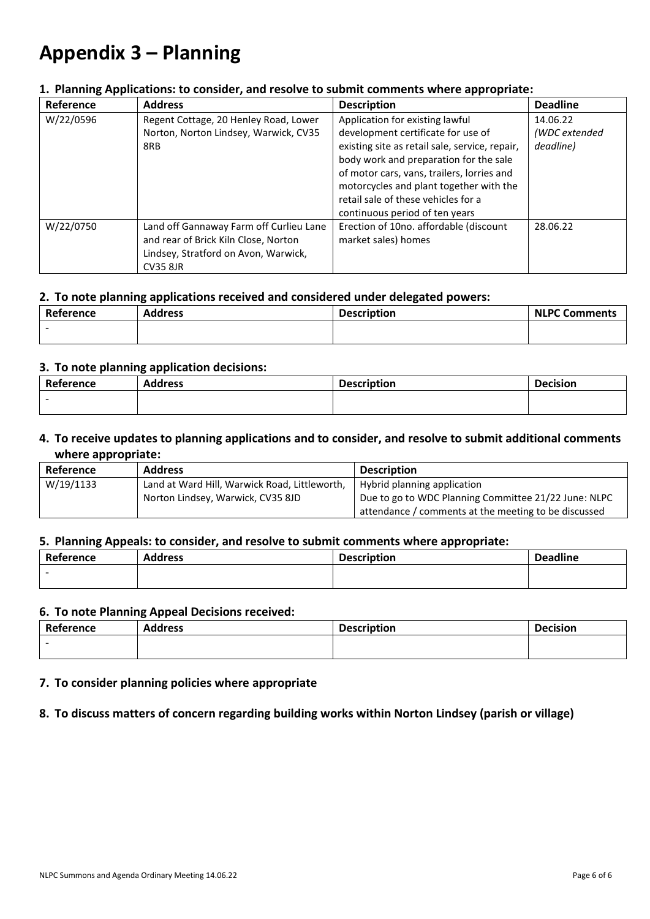# Appendix 3 – Planning

### 1. Planning Applications: to consider, and resolve to submit comments where appropriate:

| Reference | Address | Description | Deadline |
| --- | --- | --- | --- |
| W/22/0596 | Regent Cottage, 20 Henley Road, Lower Norton, Norton Lindsey, Warwick, CV35 8RB | Application for existing lawful development certificate for use of existing site as retail sale, service, repair, body work and preparation for the sale of motor cars, vans, trailers, lorries and motorcycles and plant together with the retail sale of these vehicles for a continuous period of ten years | 14.06.22 *(WDC extended deadline)* |
| W/22/0750 | Land off Gannaway Farm off Curlieu Lane and rear of Brick Kiln Close, Norton Lindsey, Stratford on Avon, Warwick, CV35 8JR | Erection of 10no. affordable (discount market sales) homes | 28.06.22 |

### 2. To note planning applications received and considered under delegated powers:

| Reference | Address | Description | NLPC Comments |
| --- | --- | --- | --- |
| - | | | |

### 3. To note planning application decisions:

| Reference | Address | Description | Decision |
| --- | --- | --- | --- |
| - | | | |

### 4. To receive updates to planning applications and to consider, and resolve to submit additional comments where appropriate:

| Reference | Address | Description |
| --- | --- | --- |
| W/19/1133 | Land at Ward Hill, Warwick Road, Littleworth, Norton Lindsey, Warwick, CV35 8JD | Hybrid planning application<br>Due to go to WDC Planning Committee 21/22 June: NLPC attendance / comments at the meeting to be discussed |

### 5. Planning Appeals: to consider, and resolve to submit comments where appropriate:

| Reference | Address | Description | Deadline |
| --- | --- | --- | --- |
| - | | | |

### 6. To note Planning Appeal Decisions received:

| Reference | Address | Description | Decision |
| --- | --- | --- | --- |
| - | | | |

### 7. To consider planning policies where appropriate

### 8. To discuss matters of concern regarding building works within Norton Lindsey (parish or village)